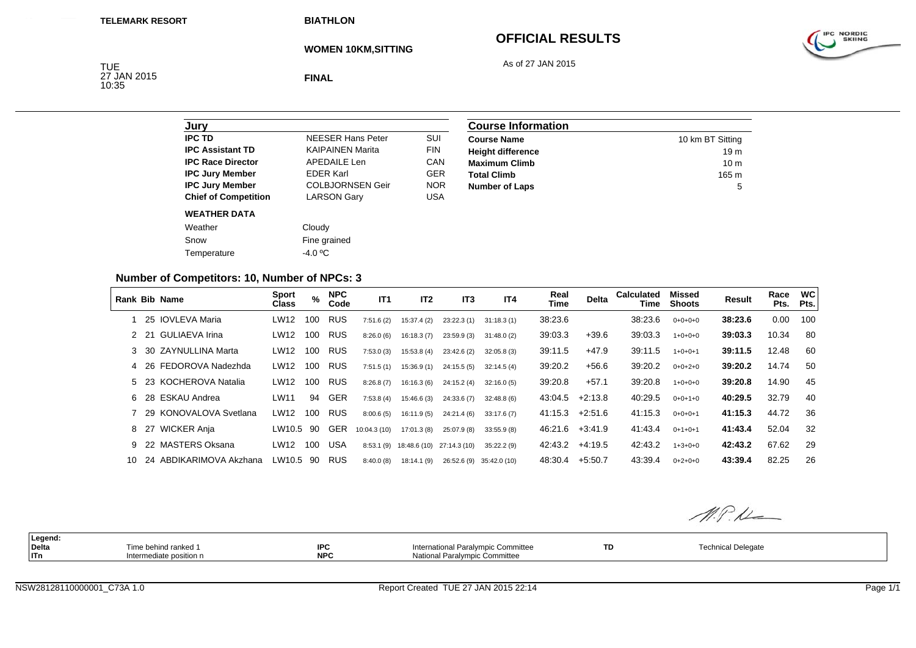TELEMARK RESORT

# BIATHLON

## WOMEN 10KM,SITTING

## OFFICIAL RESULTS

As of 27 JAN 2015

TUE
27 JAN 2015
10:35

**FINAL**

| Jury | | |
|---|---|---|
| **IPC TD** | NEESER Hans Peter | SUI |
| **IPC Assistant TD** | KAIPAINEN Marita | FIN |
| **IPC Race Director** | APEDAILE Len | CAN |
| **IPC Jury Member** | EDER Karl | GER |
| **IPC Jury Member** | COLBJORNSEN Geir | NOR |
| **Chief of Competition** | LARSON Gary | USA |

**WEATHER DATA**

| | |
|---|---|
| Weather | Cloudy |
| Snow | Fine grained |
| Temperature | -4.0 ºC |

| Course Information | |
|---|---|
| **Course Name** | 10 km BT Sitting |
| **Height difference** | 19 m |
| **Maximum Climb** | 10 m |
| **Total Climb** | 165 m |
| **Number of Laps** | 5 |

### Number of Competitors: 10, Number of NPCs: 3

| Rank | Bib | Name | Sport Class | % | NPC Code | IT1 | IT2 | IT3 | IT4 | Real Time | Delta | Calculated Time | Missed Shoots | Result | Race Pts. | WC Pts. |
|---|---|---|---|---|---|---|---|---|---|---|---|---|---|---|---|---|
| 1 | 25 | IOVLEVA Maria | LW12 | 100 | RUS | 7:51.6 (2) | 15:37.4 (2) | 23:22.3 (1) | 31:18.3 (1) | 38:23.6 | | 38:23.6 | 0+0+0+0 | **38:23.6** | 0.00 | 100 |
| 2 | 21 | GULIAEVA Irina | LW12 | 100 | RUS | 8:26.0 (6) | 16:18.3 (7) | 23:59.9 (3) | 31:48.0 (2) | 39:03.3 | +39.6 | 39:03.3 | 1+0+0+0 | **39:03.3** | 10.34 | 80 |
| 3 | 30 | ZAYNULLINA Marta | LW12 | 100 | RUS | 7:53.0 (3) | 15:53.8 (4) | 23:42.6 (2) | 32:05.8 (3) | 39:11.5 | +47.9 | 39:11.5 | 1+0+0+1 | **39:11.5** | 12.48 | 60 |
| 4 | 26 | FEDOROVA Nadezhda | LW12 | 100 | RUS | 7:51.5 (1) | 15:36.9 (1) | 24:15.5 (5) | 32:14.5 (4) | 39:20.2 | +56.6 | 39:20.2 | 0+0+2+0 | **39:20.2** | 14.74 | 50 |
| 5 | 23 | KOCHEROVA Natalia | LW12 | 100 | RUS | 8:26.8 (7) | 16:16.3 (6) | 24:15.2 (4) | 32:16.0 (5) | 39:20.8 | +57.1 | 39:20.8 | 1+0+0+0 | **39:20.8** | 14.90 | 45 |
| 6 | 28 | ESKAU Andrea | LW11 | 94 | GER | 7:53.8 (4) | 15:46.6 (3) | 24:33.6 (7) | 32:48.8 (6) | 43:04.5 | +2:13.8 | 40:29.5 | 0+0+1+0 | **40:29.5** | 32.79 | 40 |
| 7 | 29 | KONOVALOVA Svetlana | LW12 | 100 | RUS | 8:00.6 (5) | 16:11.9 (5) | 24:21.4 (6) | 33:17.6 (7) | 41:15.3 | +2:51.6 | 41:15.3 | 0+0+0+1 | **41:15.3** | 44.72 | 36 |
| 8 | 27 | WICKER Anja | LW10.5 | 90 | GER | 10:04.3 (10) | 17:01.3 (8) | 25:07.9 (8) | 33:55.9 (8) | 46:21.6 | +3:41.9 | 41:43.4 | 0+1+0+1 | **41:43.4** | 52.04 | 32 |
| 9 | 22 | MASTERS Oksana | LW12 | 100 | USA | 8:53.1 (9) | 18:48.6 (10) | 27:14.3 (10) | 35:22.2 (9) | 42:43.2 | +4:19.5 | 42:43.2 | 1+3+0+0 | **42:43.2** | 67.62 | 29 |
| 10 | 24 | ABDIKARIMOVA Akzhana | LW10.5 | 90 | RUS | 8:40.0 (8) | 18:14.1 (9) | 26:52.6 (9) | 35:42.0 (10) | 48:30.4 | +5:50.7 | 43:39.4 | 0+2+0+0 | **43:39.4** | 82.25 | 26 |

| Legend: | | | | | |
|---|---|---|---|---|---|
| **Delta** | Time behind ranked 1 | **IPC** | International Paralympic Committee | **TD** | Technical Delegate |
| **ITn** | Intermediate position n | **NPC** | National Paralympic Committee | | |

NSW28128110000001_C73A 1.0

Report Created TUE 27 JAN 2015 22:14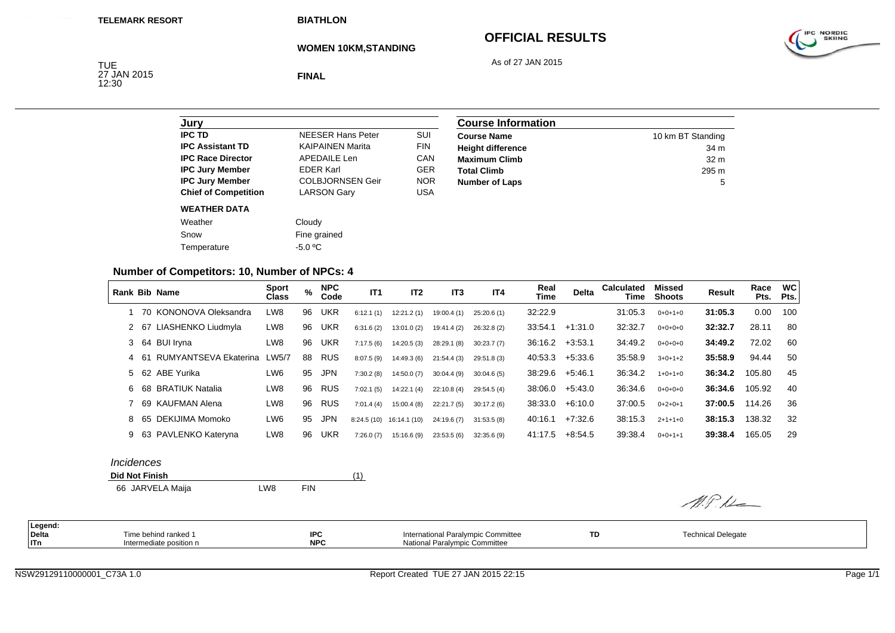TELEMARK RESORT

BIATHLON

# OFFICIAL RESULTS

## WOMEN 10KM,STANDING

As of 27 JAN 2015

TUE
27 JAN 2015
12:30

**FINAL**

| Jury | | |
|---|---|---|
| **IPC TD** | NEESER Hans Peter | SUI |
| **IPC Assistant TD** | KAIPAINEN Marita | FIN |
| **IPC Race Director** | APEDAILE Len | CAN |
| **IPC Jury Member** | EDER Karl | GER |
| **IPC Jury Member** | COLBJORNSEN Geir | NOR |
| **Chief of Competition** | LARSON Gary | USA |

| Course Information | |
|---|---|
| **Course Name** | 10 km BT Standing |
| **Height difference** | 34 m |
| **Maximum Climb** | 32 m |
| **Total Climb** | 295 m |
| **Number of Laps** | 5 |

**WEATHER DATA**

| | |
|---|---|
| Weather | Cloudy |
| Snow | Fine grained |
| Temperature | -5.0 ºC |

### Number of Competitors: 10, Number of NPCs: 4

| Rank | Bib | Name | Sport Class | % | NPC Code | IT1 | IT2 | IT3 | IT4 | Real Time | Delta | Calculated Time | Missed Shoots | Result | Race Pts. | WC Pts. |
|---|---|---|---|---|---|---|---|---|---|---|---|---|---|---|---|---|
| 1 | 70 | KONONOVA Oleksandra | LW8 | 96 | UKR | 6:12.1 (1) | 12:21.2 (1) | 19:00.4 (1) | 25:20.6 (1) | 32:22.9 | | 31:05.3 | 0+0+1+0 | **31:05.3** | 0.00 | 100 |
| 2 | 67 | LIASHENKO Liudmyla | LW8 | 96 | UKR | 6:31.6 (2) | 13:01.0 (2) | 19:41.4 (2) | 26:32.8 (2) | 33:54.1 | +1:31.0 | 32:32.7 | 0+0+0+0 | **32:32.7** | 28.11 | 80 |
| 3 | 64 | BUI Iryna | LW8 | 96 | UKR | 7:17.5 (6) | 14:20.5 (3) | 28:29.1 (8) | 30:23.7 (7) | 36:16.2 | +3:53.1 | 34:49.2 | 0+0+0+0 | **34:49.2** | 72.02 | 60 |
| 4 | 61 | RUMYANTSEVA Ekaterina | LW5/7 | 88 | RUS | 8:07.5 (9) | 14:49.3 (6) | 21:54.4 (3) | 29:51.8 (3) | 40:53.3 | +5:33.6 | 35:58.9 | 3+0+1+2 | **35:58.9** | 94.44 | 50 |
| 5 | 62 | ABE Yurika | LW6 | 95 | JPN | 7:30.2 (8) | 14:50.0 (7) | 30:04.4 (9) | 30:04.6 (5) | 38:29.6 | +5:46.1 | 36:34.2 | 1+0+1+0 | **36:34.2** | 105.80 | 45 |
| 6 | 68 | BRATIUK Natalia | LW8 | 96 | RUS | 7:02.1 (5) | 14:22.1 (4) | 22:10.8 (4) | 29:54.5 (4) | 38:06.0 | +5:43.0 | 36:34.6 | 0+0+0+0 | **36:34.6** | 105.92 | 40 |
| 7 | 69 | KAUFMAN Alena | LW8 | 96 | RUS | 7:01.4 (4) | 15:00.4 (8) | 22:21.7 (5) | 30:17.2 (6) | 38:33.0 | +6:10.0 | 37:00.5 | 0+2+0+1 | **37:00.5** | 114.26 | 36 |
| 8 | 65 | DEKIJIMA Momoko | LW6 | 95 | JPN | 8:24.5 (10) | 16:14.1 (10) | 24:19.6 (7) | 31:53.5 (8) | 40:16.1 | +7:32.6 | 38:15.3 | 2+1+1+0 | **38:15.3** | 138.32 | 32 |
| 9 | 63 | PAVLENKO Kateryna | LW8 | 96 | UKR | 7:26.0 (7) | 15:16.6 (9) | 23:53.5 (6) | 32:35.6 (9) | 41:17.5 | +8:54.5 | 39:38.4 | 0+0+1+1 | **39:38.4** | 165.05 | 29 |

*Incidences*

**Did Not Finish** (1)

| Bib | Name | Sport Class | NPC Code |
|---|---|---|---|
| 66 | JARVELA Maija | LW8 | FIN |

| Legend: | | | | | |
|---|---|---|---|---|---|
| **Delta** | Time behind ranked 1 | **IPC** | International Paralympic Committee | **TD** | Technical Delegate |
| **ITn** | Intermediate position n | **NPC** | National Paralympic Committee | | |

NSW29129110000001_C73A 1.0 Report Created TUE 27 JAN 2015 22:15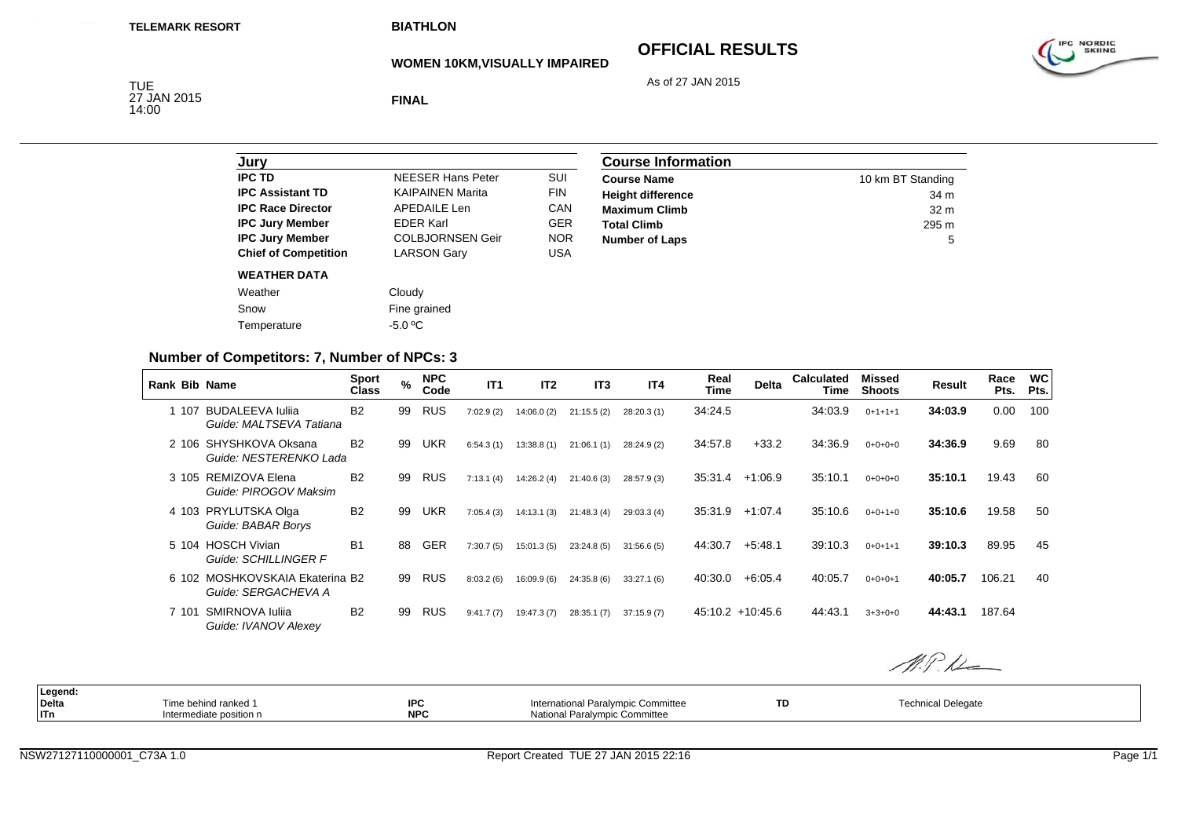TELEMARK RESORT

BIATHLON

# OFFICIAL RESULTS

## WOMEN 10KM,VISUALLY IMPAIRED

As of 27 JAN 2015

TUE
27 JAN 2015
14:00

**FINAL**

| Jury | | |
|---|---|---|
| **IPC TD** | NEESER Hans Peter | SUI |
| **IPC Assistant TD** | KAIPAINEN Marita | FIN |
| **IPC Race Director** | APEDAILE Len | CAN |
| **IPC Jury Member** | EDER Karl | GER |
| **IPC Jury Member** | COLBJORNSEN Geir | NOR |
| **Chief of Competition** | LARSON Gary | USA |

| Course Information | |
|---|---|
| **Course Name** | 10 km BT Standing |
| **Height difference** | 34 m |
| **Maximum Climb** | 32 m |
| **Total Climb** | 295 m |
| **Number of Laps** | 5 |

**WEATHER DATA**

| | |
|---|---|
| Weather | Cloudy |
| Snow | Fine grained |
| Temperature | -5.0 ºC |

### Number of Competitors: 7, Number of NPCs: 3

| Rank | Bib | Name | Sport Class | % | NPC Code | IT1 | IT2 | IT3 | IT4 | Real Time | Delta | Calculated Time | Missed Shoots | Result | Race Pts. | WC Pts. |
|---|---|---|---|---|---|---|---|---|---|---|---|---|---|---|---|---|
| 1 | 107 | BUDALEEVA Iuliia *Guide: MALTSEVA Tatiana* | B2 | 99 | RUS | 7:02.9 (2) | 14:06.0 (2) | 21:15.5 (2) | 28:20.3 (1) | 34:24.5 | | 34:03.9 | 0+1+1+1 | **34:03.9** | 0.00 | 100 |
| 2 | 106 | SHYSHKOVA Oksana *Guide: NESTERENKO Lada* | B2 | 99 | UKR | 6:54.3 (1) | 13:38.8 (1) | 21:06.1 (1) | 28:24.9 (2) | 34:57.8 | +33.2 | 34:36.9 | 0+0+0+0 | **34:36.9** | 9.69 | 80 |
| 3 | 105 | REMIZOVA Elena *Guide: PIROGOV Maksim* | B2 | 99 | RUS | 7:13.1 (4) | 14:26.2 (4) | 21:40.6 (3) | 28:57.9 (3) | 35:31.4 | +1:06.9 | 35:10.1 | 0+0+0+0 | **35:10.1** | 19.43 | 60 |
| 4 | 103 | PRYLUTSKA Olga *Guide: BABAR Borys* | B2 | 99 | UKR | 7:05.4 (3) | 14:13.1 (3) | 21:48.3 (4) | 29:03.3 (4) | 35:31.9 | +1:07.4 | 35:10.6 | 0+0+1+0 | **35:10.6** | 19.58 | 50 |
| 5 | 104 | HOSCH Vivian *Guide: SCHILLINGER F* | B1 | 88 | GER | 7:30.7 (5) | 15:01.3 (5) | 23:24.8 (5) | 31:56.6 (5) | 44:30.7 | +5:48.1 | 39:10.3 | 0+0+1+1 | **39:10.3** | 89.95 | 45 |
| 6 | 102 | MOSHKOVSKAIA Ekaterina *Guide: SERGACHEVA A* | B2 | 99 | RUS | 8:03.2 (6) | 16:09.9 (6) | 24:35.8 (6) | 33:27.1 (6) | 40:30.0 | +6:05.4 | 40:05.7 | 0+0+0+1 | **40:05.7** | 106.21 | 40 |
| 7 | 101 | SMIRNOVA Iuliia *Guide: IVANOV Alexey* | B2 | 99 | RUS | 9:41.7 (7) | 19:47.3 (7) | 28:35.1 (7) | 37:15.9 (7) | 45:10.2 | +10:45.6 | 44:43.1 | 3+3+0+0 | **44:43.1** | 187.64 | |

| Legend: | | | | | |
|---|---|---|---|---|---|
| Delta | Time behind ranked 1 | IPC | International Paralympic Committee | TD | Technical Delegate |
| ITn | Intermediate position n | NPC | National Paralympic Committee | | |

NSW27127110000001_C73A 1.0

Report Created TUE 27 JAN 2015 22:16